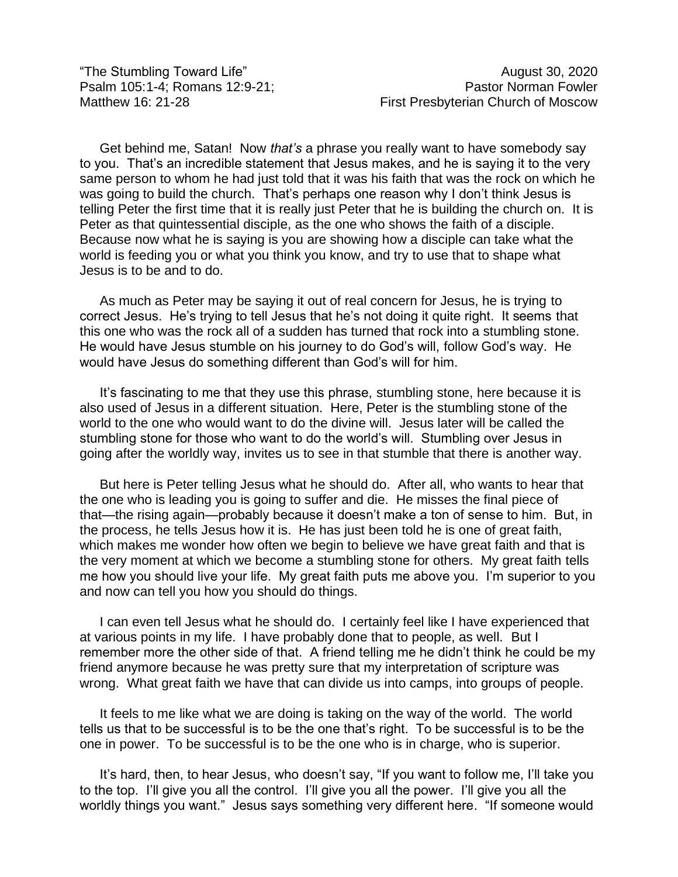"The Stumbling Toward Life"  
Psalm 105:1-4; Romans 12:9-21;  
Matthew 16: 21-28

August 30, 2020  
Pastor Norman Fowler  
First Presbyterian Church of Moscow

Get behind me, Satan! Now *that's* a phrase you really want to have somebody say to you. That's an incredible statement that Jesus makes, and he is saying it to the very same person to whom he had just told that it was his faith that was the rock on which he was going to build the church. That's perhaps one reason why I don't think Jesus is telling Peter the first time that it is really just Peter that he is building the church on. It is Peter as that quintessential disciple, as the one who shows the faith of a disciple. Because now what he is saying is you are showing how a disciple can take what the world is feeding you or what you think you know, and try to use that to shape what Jesus is to be and to do.

As much as Peter may be saying it out of real concern for Jesus, he is trying to correct Jesus. He's trying to tell Jesus that he's not doing it quite right. It seems that this one who was the rock all of a sudden has turned that rock into a stumbling stone. He would have Jesus stumble on his journey to do God's will, follow God's way. He would have Jesus do something different than God's will for him.

It's fascinating to me that they use this phrase, stumbling stone, here because it is also used of Jesus in a different situation. Here, Peter is the stumbling stone of the world to the one who would want to do the divine will. Jesus later will be called the stumbling stone for those who want to do the world's will. Stumbling over Jesus in going after the worldly way, invites us to see in that stumble that there is another way.

But here is Peter telling Jesus what he should do. After all, who wants to hear that the one who is leading you is going to suffer and die. He misses the final piece of that—the rising again—probably because it doesn't make a ton of sense to him. But, in the process, he tells Jesus how it is. He has just been told he is one of great faith, which makes me wonder how often we begin to believe we have great faith and that is the very moment at which we become a stumbling stone for others. My great faith tells me how you should live your life. My great faith puts me above you. I'm superior to you and now can tell you how you should do things.

I can even tell Jesus what he should do. I certainly feel like I have experienced that at various points in my life. I have probably done that to people, as well. But I remember more the other side of that. A friend telling me he didn't think he could be my friend anymore because he was pretty sure that my interpretation of scripture was wrong. What great faith we have that can divide us into camps, into groups of people.

It feels to me like what we are doing is taking on the way of the world. The world tells us that to be successful is to be the one that's right. To be successful is to be the one in power. To be successful is to be the one who is in charge, who is superior.

It's hard, then, to hear Jesus, who doesn't say, "If you want to follow me, I'll take you to the top. I'll give you all the control. I'll give you all the power. I'll give you all the worldly things you want." Jesus says something very different here. "If someone would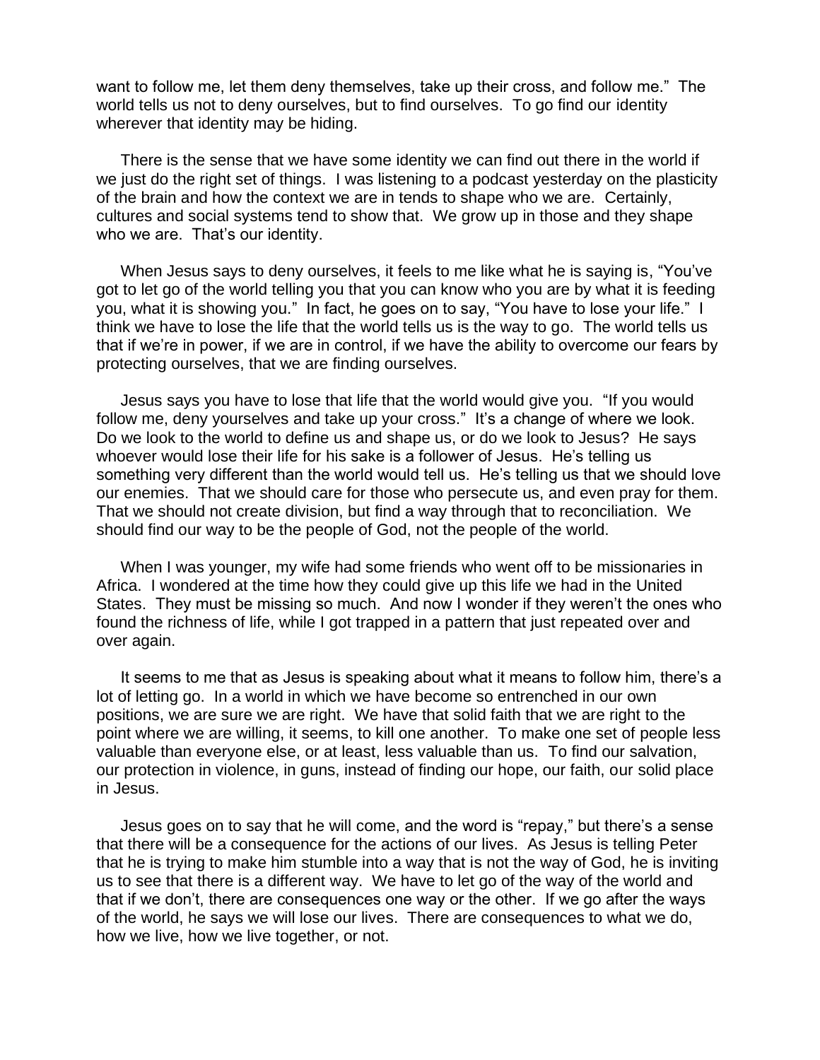want to follow me, let them deny themselves, take up their cross, and follow me." The world tells us not to deny ourselves, but to find ourselves. To go find our identity wherever that identity may be hiding.

There is the sense that we have some identity we can find out there in the world if we just do the right set of things. I was listening to a podcast yesterday on the plasticity of the brain and how the context we are in tends to shape who we are. Certainly, cultures and social systems tend to show that. We grow up in those and they shape who we are. That's our identity.

When Jesus says to deny ourselves, it feels to me like what he is saying is, "You've got to let go of the world telling you that you can know who you are by what it is feeding you, what it is showing you." In fact, he goes on to say, "You have to lose your life." I think we have to lose the life that the world tells us is the way to go. The world tells us that if we're in power, if we are in control, if we have the ability to overcome our fears by protecting ourselves, that we are finding ourselves.

Jesus says you have to lose that life that the world would give you. "If you would follow me, deny yourselves and take up your cross." It's a change of where we look. Do we look to the world to define us and shape us, or do we look to Jesus? He says whoever would lose their life for his sake is a follower of Jesus. He's telling us something very different than the world would tell us. He's telling us that we should love our enemies. That we should care for those who persecute us, and even pray for them. That we should not create division, but find a way through that to reconciliation. We should find our way to be the people of God, not the people of the world.

When I was younger, my wife had some friends who went off to be missionaries in Africa. I wondered at the time how they could give up this life we had in the United States. They must be missing so much. And now I wonder if they weren't the ones who found the richness of life, while I got trapped in a pattern that just repeated over and over again.

It seems to me that as Jesus is speaking about what it means to follow him, there's a lot of letting go. In a world in which we have become so entrenched in our own positions, we are sure we are right. We have that solid faith that we are right to the point where we are willing, it seems, to kill one another. To make one set of people less valuable than everyone else, or at least, less valuable than us. To find our salvation, our protection in violence, in guns, instead of finding our hope, our faith, our solid place in Jesus.

Jesus goes on to say that he will come, and the word is "repay," but there's a sense that there will be a consequence for the actions of our lives. As Jesus is telling Peter that he is trying to make him stumble into a way that is not the way of God, he is inviting us to see that there is a different way. We have to let go of the way of the world and that if we don't, there are consequences one way or the other. If we go after the ways of the world, he says we will lose our lives. There are consequences to what we do, how we live, how we live together, or not.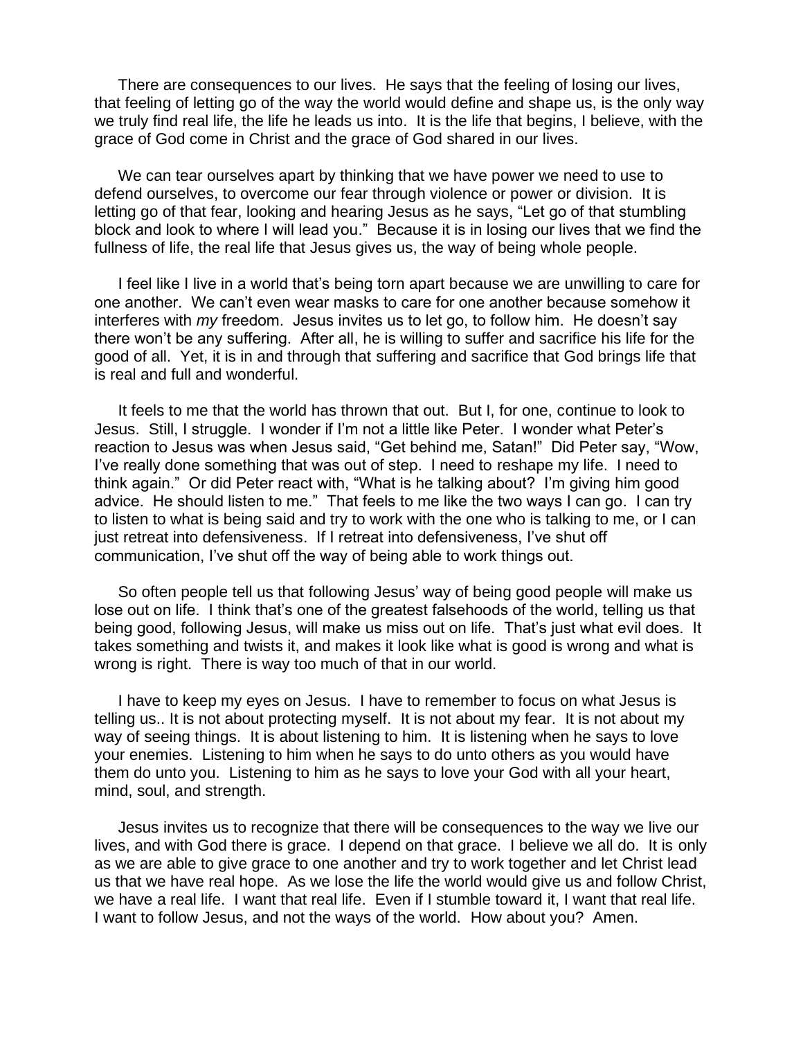There are consequences to our lives. He says that the feeling of losing our lives, that feeling of letting go of the way the world would define and shape us, is the only way we truly find real life, the life he leads us into. It is the life that begins, I believe, with the grace of God come in Christ and the grace of God shared in our lives.

We can tear ourselves apart by thinking that we have power we need to use to defend ourselves, to overcome our fear through violence or power or division. It is letting go of that fear, looking and hearing Jesus as he says, "Let go of that stumbling block and look to where I will lead you." Because it is in losing our lives that we find the fullness of life, the real life that Jesus gives us, the way of being whole people.

I feel like I live in a world that's being torn apart because we are unwilling to care for one another. We can't even wear masks to care for one another because somehow it interferes with *my* freedom. Jesus invites us to let go, to follow him. He doesn't say there won't be any suffering. After all, he is willing to suffer and sacrifice his life for the good of all. Yet, it is in and through that suffering and sacrifice that God brings life that is real and full and wonderful.

It feels to me that the world has thrown that out. But I, for one, continue to look to Jesus. Still, I struggle. I wonder if I'm not a little like Peter. I wonder what Peter's reaction to Jesus was when Jesus said, "Get behind me, Satan!" Did Peter say, "Wow, I've really done something that was out of step. I need to reshape my life. I need to think again." Or did Peter react with, "What is he talking about? I'm giving him good advice. He should listen to me." That feels to me like the two ways I can go. I can try to listen to what is being said and try to work with the one who is talking to me, or I can just retreat into defensiveness. If I retreat into defensiveness, I've shut off communication, I've shut off the way of being able to work things out.

So often people tell us that following Jesus' way of being good people will make us lose out on life. I think that's one of the greatest falsehoods of the world, telling us that being good, following Jesus, will make us miss out on life. That's just what evil does. It takes something and twists it, and makes it look like what is good is wrong and what is wrong is right. There is way too much of that in our world.

I have to keep my eyes on Jesus. I have to remember to focus on what Jesus is telling us.. It is not about protecting myself. It is not about my fear. It is not about my way of seeing things. It is about listening to him. It is listening when he says to love your enemies. Listening to him when he says to do unto others as you would have them do unto you. Listening to him as he says to love your God with all your heart, mind, soul, and strength.

Jesus invites us to recognize that there will be consequences to the way we live our lives, and with God there is grace. I depend on that grace. I believe we all do. It is only as we are able to give grace to one another and try to work together and let Christ lead us that we have real hope. As we lose the life the world would give us and follow Christ, we have a real life. I want that real life. Even if I stumble toward it, I want that real life. I want to follow Jesus, and not the ways of the world. How about you? Amen.